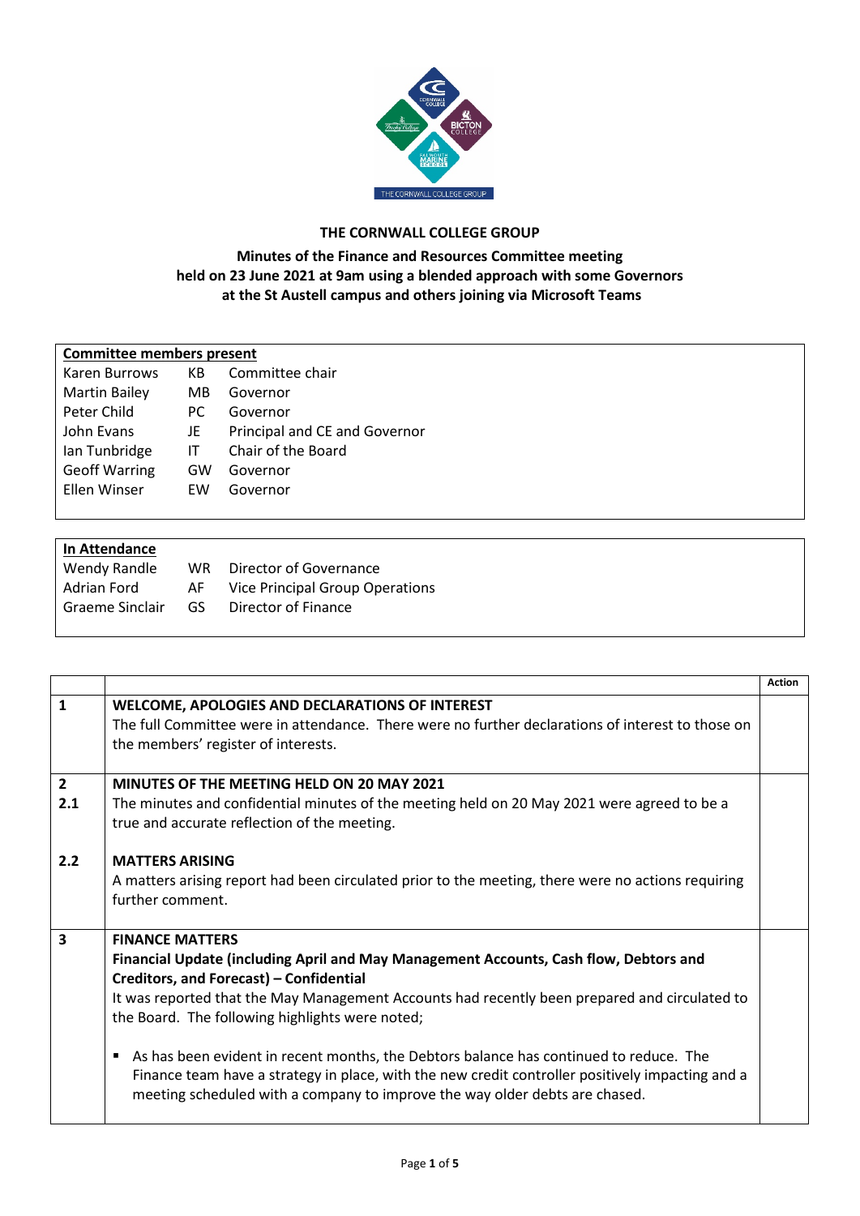# THE CORNWALL COLLEGE GROUP

## Minutes of the Finance and Resources Committee meeting held on 23 June 2021 at 9am using a blended approach with some Governors at the St Austell campus and others joining via Microsoft Teams

| Committee members present | | |
|---|---|---|
| Karen Burrows | KB | Committee chair |
| Martin Bailey | MB | Governor |
| Peter Child | PC | Governor |
| John Evans | JE | Principal and CE and Governor |
| Ian Tunbridge | IT | Chair of the Board |
| Geoff Warring | GW | Governor |
| Ellen Winser | EW | Governor |

| In Attendance | | |
|---|---|---|
| Wendy Randle | WR | Director of Governance |
| Adrian Ford | AF | Vice Principal Group Operations |
| Graeme Sinclair | GS | Director of Finance |

| | | Action |
|---|---|---|
| 1 | **WELCOME, APOLOGIES AND DECLARATIONS OF INTEREST**<br>The full Committee were in attendance. There were no further declarations of interest to those on the members' register of interests. | |
| 2<br>2.1 | **MINUTES OF THE MEETING HELD ON 20 MAY 2021**<br>The minutes and confidential minutes of the meeting held on 20 May 2021 were agreed to be a true and accurate reflection of the meeting. | |
| 2.2 | **MATTERS ARISING**<br>A matters arising report had been circulated prior to the meeting, there were no actions requiring further comment. | |
| 3 | **FINANCE MATTERS**<br>**Financial Update (including April and May Management Accounts, Cash flow, Debtors and Creditors, and Forecast) – Confidential**<br>It was reported that the May Management Accounts had recently been prepared and circulated to the Board. The following highlights were noted;<br><br>▪ As has been evident in recent months, the Debtors balance has continued to reduce. The Finance team have a strategy in place, with the new credit controller positively impacting and a meeting scheduled with a company to improve the way older debts are chased. | |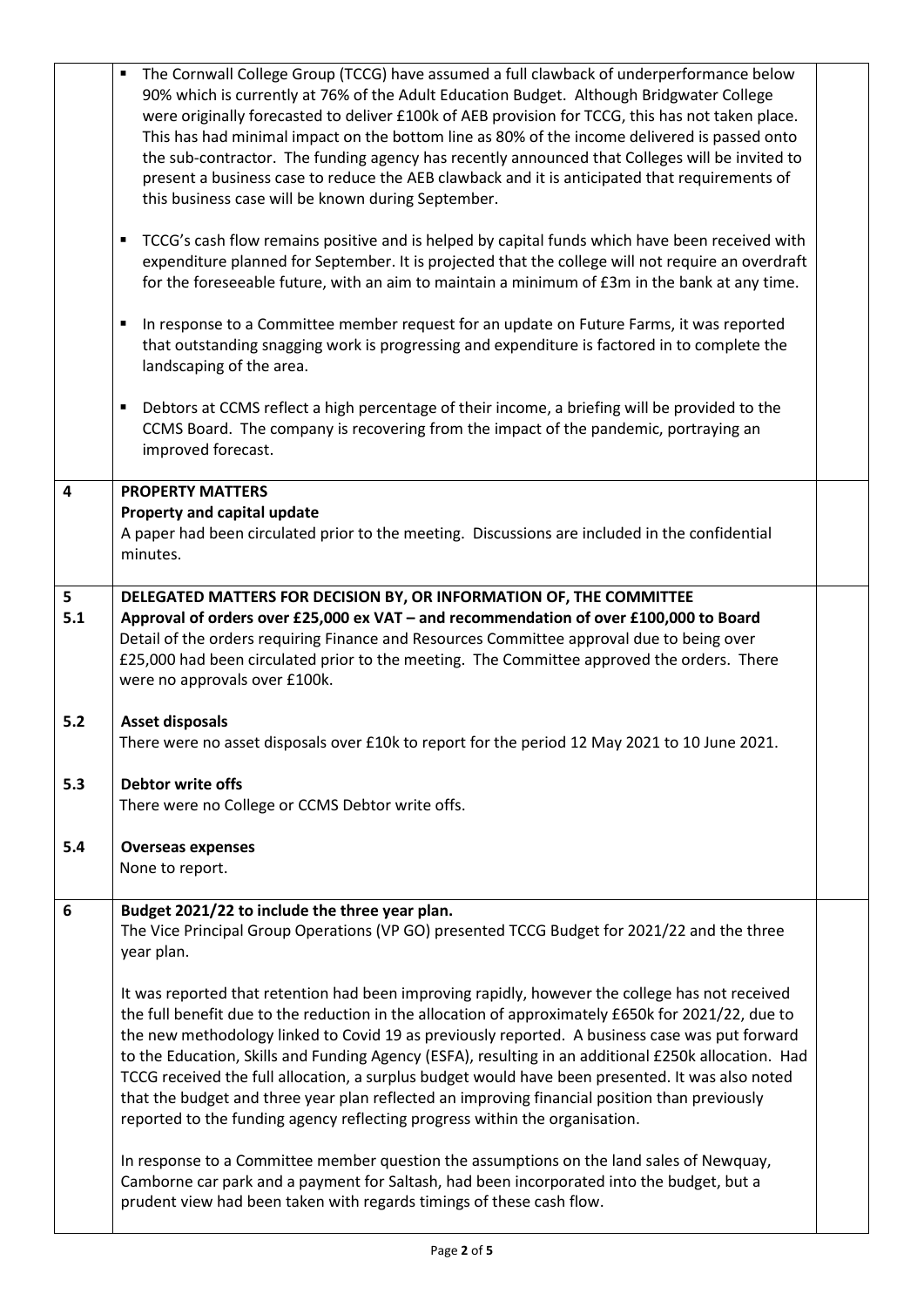- The Cornwall College Group (TCCG) have assumed a full clawback of underperformance below 90% which is currently at 76% of the Adult Education Budget. Although Bridgwater College were originally forecasted to deliver £100k of AEB provision for TCCG, this has not taken place. This has had minimal impact on the bottom line as 80% of the income delivered is passed onto the sub-contractor. The funding agency has recently announced that Colleges will be invited to present a business case to reduce the AEB clawback and it is anticipated that requirements of this business case will be known during September.

- TCCG's cash flow remains positive and is helped by capital funds which have been received with expenditure planned for September. It is projected that the college will not require an overdraft for the foreseeable future, with an aim to maintain a minimum of £3m in the bank at any time.

- In response to a Committee member request for an update on Future Farms, it was reported that outstanding snagging work is progressing and expenditure is factored in to complete the landscaping of the area.

- Debtors at CCMS reflect a high percentage of their income, a briefing will be provided to the CCMS Board. The company is recovering from the impact of the pandemic, portraying an improved forecast.

**4 PROPERTY MATTERS**

**Property and capital update**

A paper had been circulated prior to the meeting. Discussions are included in the confidential minutes.

**5 DELEGATED MATTERS FOR DECISION BY, OR INFORMATION OF, THE COMMITTEE**

**5.1 Approval of orders over £25,000 ex VAT – and recommendation of over £100,000 to Board**

Detail of the orders requiring Finance and Resources Committee approval due to being over £25,000 had been circulated prior to the meeting. The Committee approved the orders. There were no approvals over £100k.

**5.2 Asset disposals**

There were no asset disposals over £10k to report for the period 12 May 2021 to 10 June 2021.

**5.3 Debtor write offs**

There were no College or CCMS Debtor write offs.

**5.4 Overseas expenses**

None to report.

**6 Budget 2021/22 to include the three year plan.**

The Vice Principal Group Operations (VP GO) presented TCCG Budget for 2021/22 and the three year plan.

It was reported that retention had been improving rapidly, however the college has not received the full benefit due to the reduction in the allocation of approximately £650k for 2021/22, due to the new methodology linked to Covid 19 as previously reported. A business case was put forward to the Education, Skills and Funding Agency (ESFA), resulting in an additional £250k allocation. Had TCCG received the full allocation, a surplus budget would have been presented. It was also noted that the budget and three year plan reflected an improving financial position than previously reported to the funding agency reflecting progress within the organisation.

In response to a Committee member question the assumptions on the land sales of Newquay, Camborne car park and a payment for Saltash, had been incorporated into the budget, but a prudent view had been taken with regards timings of these cash flow.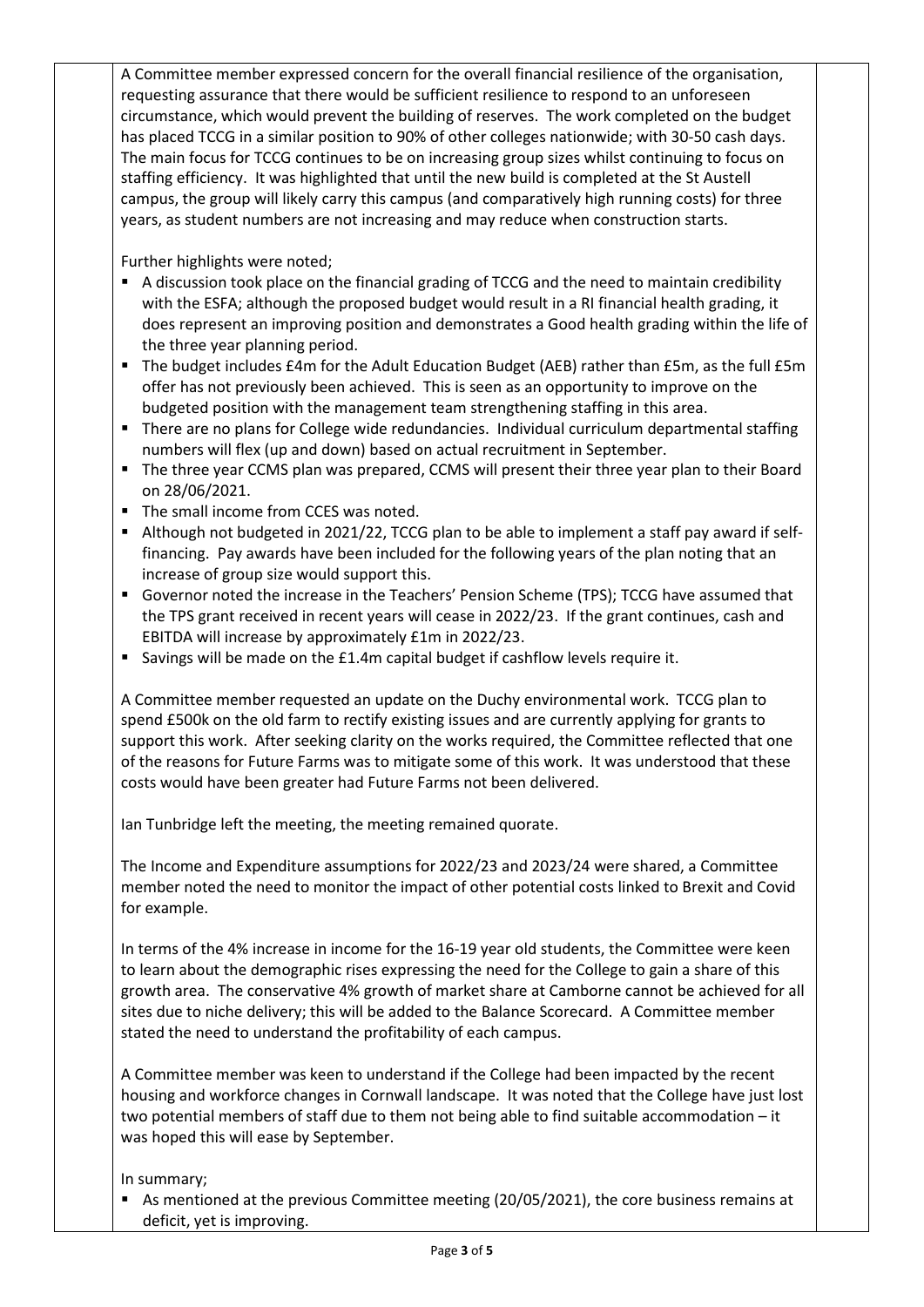A Committee member expressed concern for the overall financial resilience of the organisation, requesting assurance that there would be sufficient resilience to respond to an unforeseen circumstance, which would prevent the building of reserves. The work completed on the budget has placed TCCG in a similar position to 90% of other colleges nationwide; with 30-50 cash days. The main focus for TCCG continues to be on increasing group sizes whilst continuing to focus on staffing efficiency. It was highlighted that until the new build is completed at the St Austell campus, the group will likely carry this campus (and comparatively high running costs) for three years, as student numbers are not increasing and may reduce when construction starts.

Further highlights were noted;

- A discussion took place on the financial grading of TCCG and the need to maintain credibility with the ESFA; although the proposed budget would result in a RI financial health grading, it does represent an improving position and demonstrates a Good health grading within the life of the three year planning period.
- The budget includes £4m for the Adult Education Budget (AEB) rather than £5m, as the full £5m offer has not previously been achieved. This is seen as an opportunity to improve on the budgeted position with the management team strengthening staffing in this area.
- There are no plans for College wide redundancies. Individual curriculum departmental staffing numbers will flex (up and down) based on actual recruitment in September.
- The three year CCMS plan was prepared, CCMS will present their three year plan to their Board on 28/06/2021.
- The small income from CCES was noted.
- Although not budgeted in 2021/22, TCCG plan to be able to implement a staff pay award if self-financing. Pay awards have been included for the following years of the plan noting that an increase of group size would support this.
- Governor noted the increase in the Teachers' Pension Scheme (TPS); TCCG have assumed that the TPS grant received in recent years will cease in 2022/23. If the grant continues, cash and EBITDA will increase by approximately £1m in 2022/23.
- Savings will be made on the £1.4m capital budget if cashflow levels require it.

A Committee member requested an update on the Duchy environmental work. TCCG plan to spend £500k on the old farm to rectify existing issues and are currently applying for grants to support this work. After seeking clarity on the works required, the Committee reflected that one of the reasons for Future Farms was to mitigate some of this work. It was understood that these costs would have been greater had Future Farms not been delivered.

Ian Tunbridge left the meeting, the meeting remained quorate.

The Income and Expenditure assumptions for 2022/23 and 2023/24 were shared, a Committee member noted the need to monitor the impact of other potential costs linked to Brexit and Covid for example.

In terms of the 4% increase in income for the 16-19 year old students, the Committee were keen to learn about the demographic rises expressing the need for the College to gain a share of this growth area. The conservative 4% growth of market share at Camborne cannot be achieved for all sites due to niche delivery; this will be added to the Balance Scorecard. A Committee member stated the need to understand the profitability of each campus.

A Committee member was keen to understand if the College had been impacted by the recent housing and workforce changes in Cornwall landscape. It was noted that the College have just lost two potential members of staff due to them not being able to find suitable accommodation – it was hoped this will ease by September.

In summary;

- As mentioned at the previous Committee meeting (20/05/2021), the core business remains at deficit, yet is improving.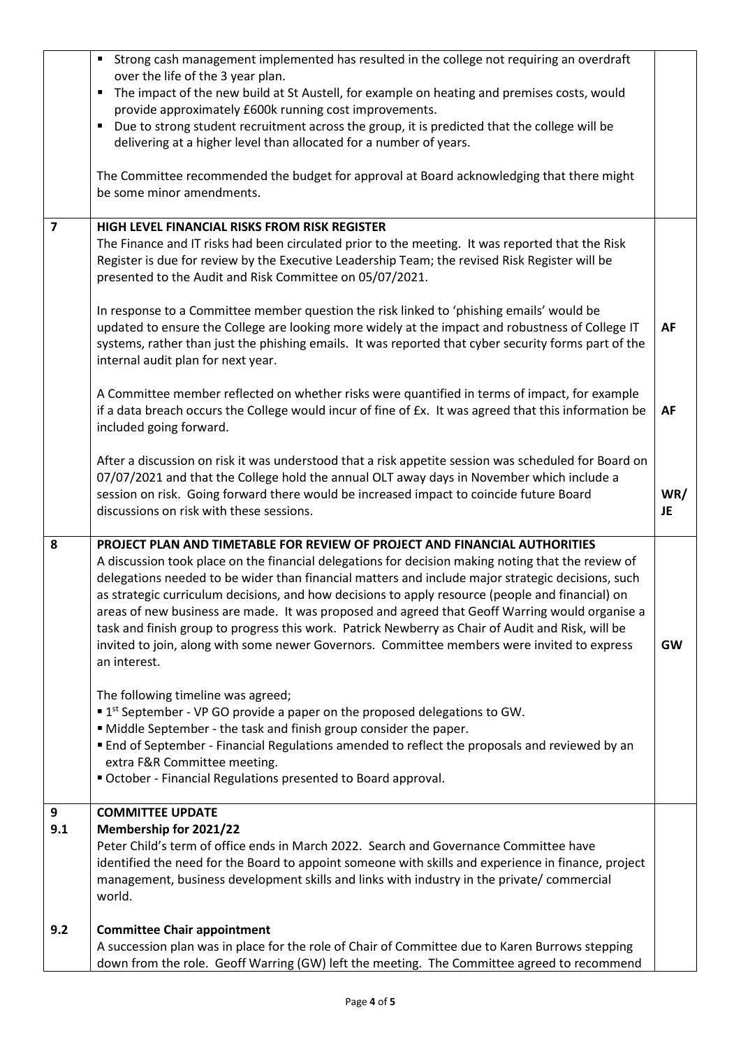| | | |
|---|---|---|
| | ▪ Strong cash management implemented has resulted in the college not requiring an overdraft over the life of the 3 year plan.<br>▪ The impact of the new build at St Austell, for example on heating and premises costs, would provide approximately £600k running cost improvements.<br>▪ Due to strong student recruitment across the group, it is predicted that the college will be delivering at a higher level than allocated for a number of years.<br><br>The Committee recommended the budget for approval at Board acknowledging that there might be some minor amendments. | |
| **7** | **HIGH LEVEL FINANCIAL RISKS FROM RISK REGISTER**<br>The Finance and IT risks had been circulated prior to the meeting. It was reported that the Risk Register is due for review by the Executive Leadership Team; the revised Risk Register will be presented to the Audit and Risk Committee on 05/07/2021.<br><br>In response to a Committee member question the risk linked to 'phishing emails' would be updated to ensure the College are looking more widely at the impact and robustness of College IT systems, rather than just the phishing emails. It was reported that cyber security forms part of the internal audit plan for next year.<br><br>A Committee member reflected on whether risks were quantified in terms of impact, for example if a data breach occurs the College would incur of fine of £x. It was agreed that this information be included going forward.<br><br>After a discussion on risk it was understood that a risk appetite session was scheduled for Board on 07/07/2021 and that the College hold the annual OLT away days in November which include a session on risk. Going forward there would be increased impact to coincide future Board discussions on risk with these sessions. | **AF**<br><br>**AF**<br><br>**WR/ JE** |
| **8** | **PROJECT PLAN AND TIMETABLE FOR REVIEW OF PROJECT AND FINANCIAL AUTHORITIES**<br>A discussion took place on the financial delegations for decision making noting that the review of delegations needed to be wider than financial matters and include major strategic decisions, such as strategic curriculum decisions, and how decisions to apply resource (people and financial) on areas of new business are made. It was proposed and agreed that Geoff Warring would organise a task and finish group to progress this work. Patrick Newberry as Chair of Audit and Risk, will be invited to join, along with some newer Governors. Committee members were invited to express an interest.<br><br>The following timeline was agreed;<br>▪ 1st September - VP GO provide a paper on the proposed delegations to GW.<br>▪ Middle September - the task and finish group consider the paper.<br>▪ End of September - Financial Regulations amended to reflect the proposals and reviewed by an extra F&R Committee meeting.<br>▪ October - Financial Regulations presented to Board approval. | **GW** |
| **9**<br>**9.1** | **COMMITTEE UPDATE**<br>**Membership for 2021/22**<br>Peter Child's term of office ends in March 2022. Search and Governance Committee have identified the need for the Board to appoint someone with skills and experience in finance, project management, business development skills and links with industry in the private/ commercial world. | |
| **9.2** | **Committee Chair appointment**<br>A succession plan was in place for the role of Chair of Committee due to Karen Burrows stepping down from the role. Geoff Warring (GW) left the meeting. The Committee agreed to recommend | |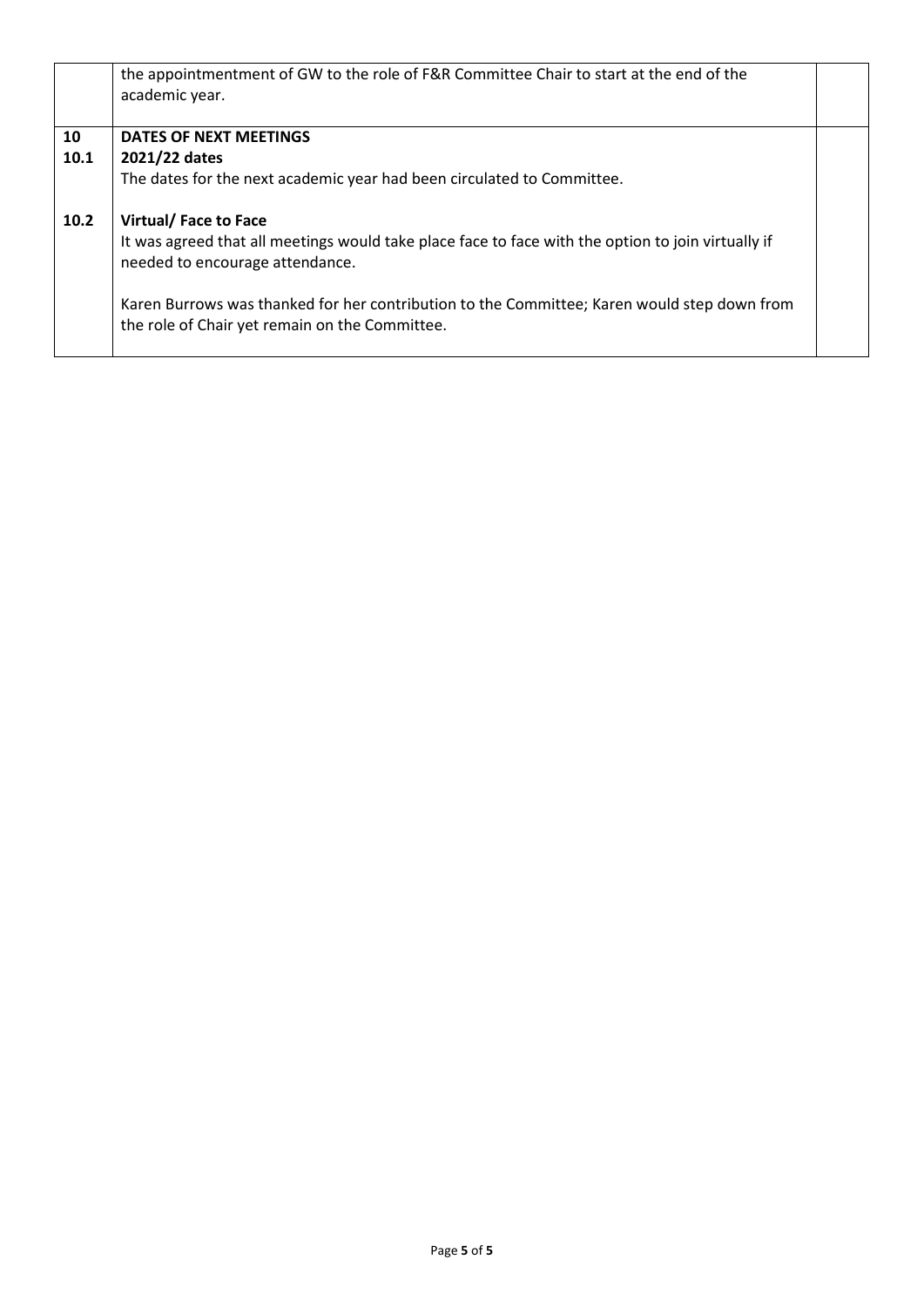| | | |
|---|---|---|
| | the appointmentment of GW to the role of F&R Committee Chair to start at the end of the academic year. | |
| **10** | **DATES OF NEXT MEETINGS** | |
| **10.1** | **2021/22 dates**<br>The dates for the next academic year had been circulated to Committee. | |
| **10.2** | **Virtual/ Face to Face**<br>It was agreed that all meetings would take place face to face with the option to join virtually if needed to encourage attendance.<br><br>Karen Burrows was thanked for her contribution to the Committee; Karen would step down from the role of Chair yet remain on the Committee. | |